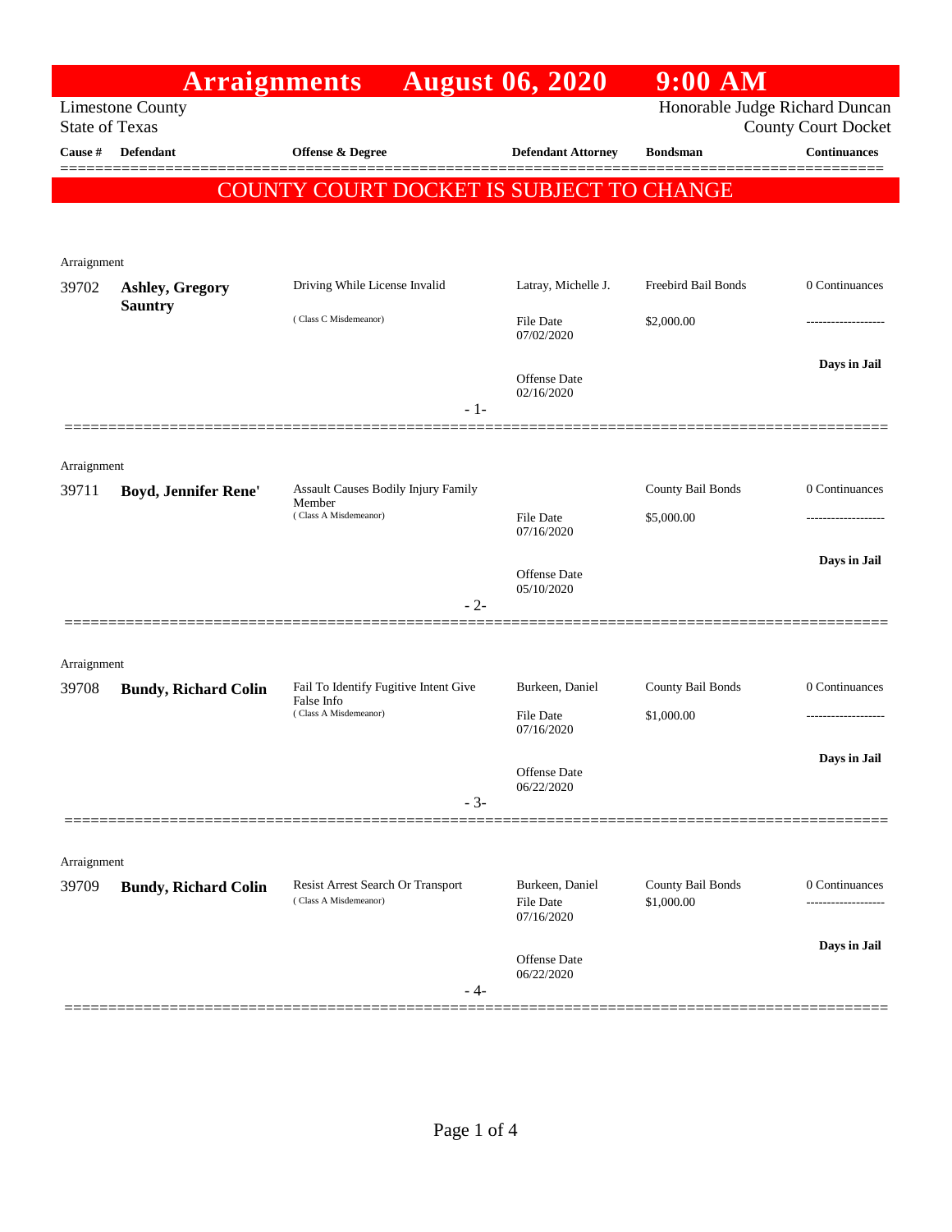# Arraignments August 06, 2020 9:00 AM

Limestone County
State of Texas

Honorable Judge Richard Duncan
County Court Docket

**COUNTY COURT DOCKET IS SUBJECT TO CHANGE**

| Cause # | Defendant | Offense & Degree | Defendant Attorney | Bondsman | Continuances |
|---|---|---|---|---|---|
| Arraignment | | | | | |
| 39702 | **Ashley, Gregory Sauntry** | Driving While License Invalid (Class C Misdemeanor) | Latray, Michelle J. File Date 07/02/2020 Offense Date 02/16/2020 | Freebird Bail Bonds $2,000.00 | 0 Continuances ------------------- **Days in Jail** |
| | | | - 1- | | |
| Arraignment | | | | | |
| 39711 | **Boyd, Jennifer Rene'** | Assault Causes Bodily Injury Family Member (Class A Misdemeanor) | File Date 07/16/2020 Offense Date 05/10/2020 | County Bail Bonds $5,000.00 | 0 Continuances ------------------- **Days in Jail** |
| | | | - 2- | | |
| Arraignment | | | | | |
| 39708 | **Bundy, Richard Colin** | Fail To Identify Fugitive Intent Give False Info (Class A Misdemeanor) | Burkeen, Daniel File Date 07/16/2020 Offense Date 06/22/2020 | County Bail Bonds $1,000.00 | 0 Continuances ------------------- **Days in Jail** |
| | | | - 3- | | |
| Arraignment | | | | | |
| 39709 | **Bundy, Richard Colin** | Resist Arrest Search Or Transport (Class A Misdemeanor) | Burkeen, Daniel File Date 07/16/2020 Offense Date 06/22/2020 | County Bail Bonds $1,000.00 | 0 Continuances ------------------- **Days in Jail** |
| | | | - 4- | | |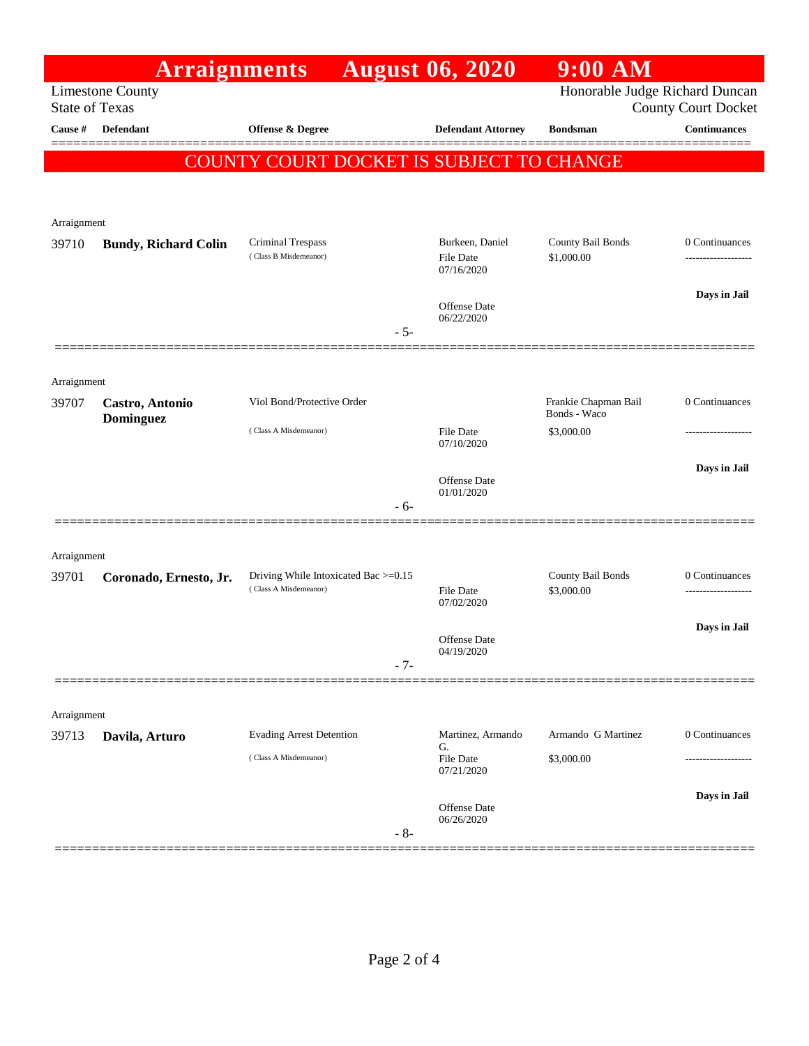# Arraignments August 06, 2020 9:00 AM

Limestone County
State of Texas

Honorable Judge Richard Duncan
County Court Docket

| Cause # | Defendant | Offense & Degree | Defendant Attorney | Bondsman | Continuances |
|---|---|---|---|---|---|

COUNTY COURT DOCKET IS SUBJECT TO CHANGE

Arraignment

| Cause # | Defendant | Offense & Degree | Defendant Attorney | Bondsman | Continuances |
|---|---|---|---|---|---|
| 39710 | **Bundy, Richard Colin** | Criminal Trespass (Class B Misdemeanor) | Burkeen, Daniel<br>File Date 07/16/2020<br>Offense Date 06/22/2020 | County Bail Bonds<br>$1,000.00 | 0 Continuances<br>-------------------<br>**Days in Jail** |

- 5-

Arraignment

| Cause # | Defendant | Offense & Degree | Defendant Attorney | Bondsman | Continuances |
|---|---|---|---|---|---|
| 39707 | **Castro, Antonio Dominguez** | Viol Bond/Protective Order (Class A Misdemeanor) | File Date 07/10/2020<br>Offense Date 01/01/2020 | Frankie Chapman Bail Bonds - Waco<br>$3,000.00 | 0 Continuances<br>-------------------<br>**Days in Jail** |

- 6-

Arraignment

| Cause # | Defendant | Offense & Degree | Defendant Attorney | Bondsman | Continuances |
|---|---|---|---|---|---|
| 39701 | **Coronado, Ernesto, Jr.** | Driving While Intoxicated Bac >=0.15 (Class A Misdemeanor) | File Date 07/02/2020<br>Offense Date 04/19/2020 | County Bail Bonds<br>$3,000.00 | 0 Continuances<br>-------------------<br>**Days in Jail** |

- 7-

Arraignment

| Cause # | Defendant | Offense & Degree | Defendant Attorney | Bondsman | Continuances |
|---|---|---|---|---|---|
| 39713 | **Davila, Arturo** | Evading Arrest Detention (Class A Misdemeanor) | Martinez, Armando G.<br>File Date 07/21/2020<br>Offense Date 06/26/2020 | Armando G Martinez<br>$3,000.00 | 0 Continuances<br>-------------------<br>**Days in Jail** |

- 8-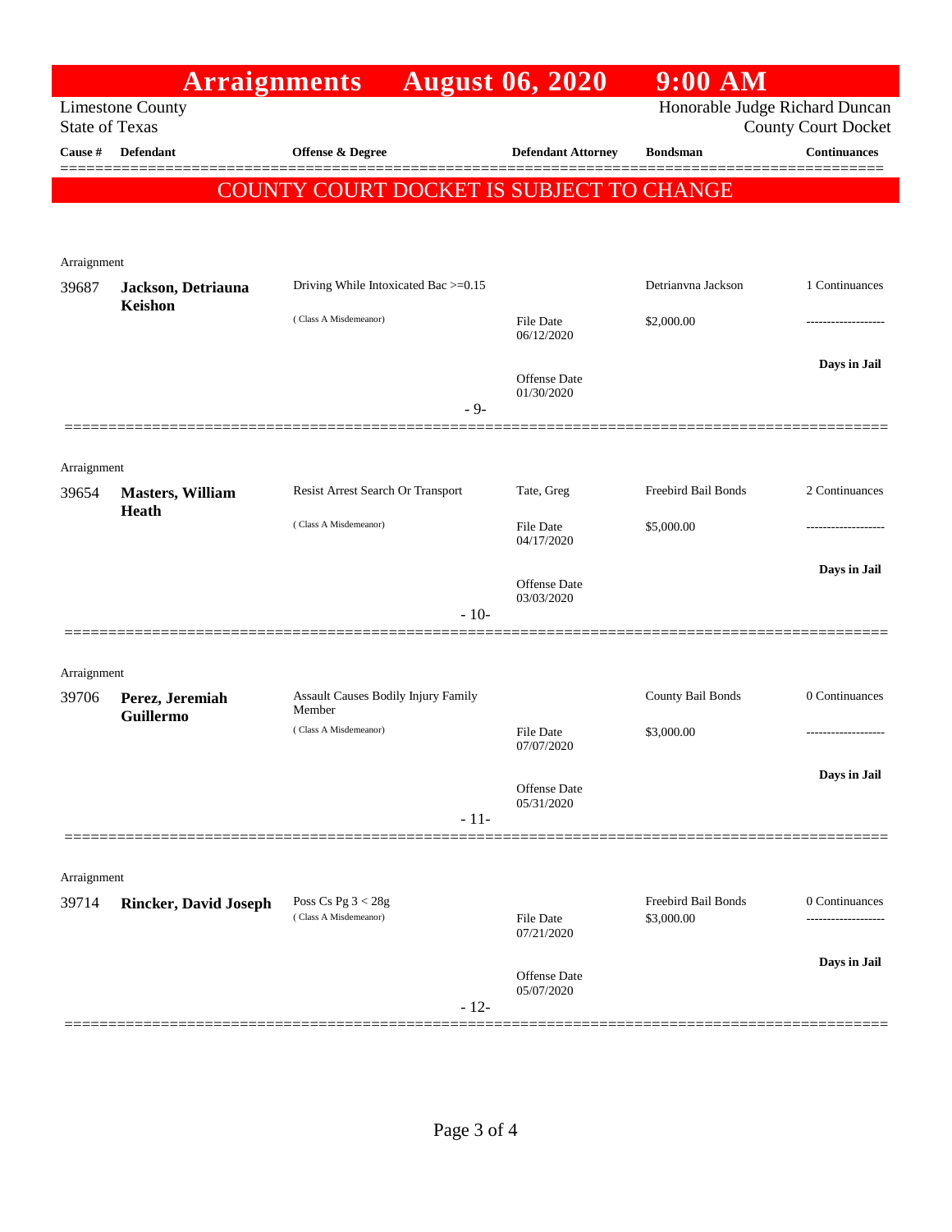# Arraignments August 06, 2020 9:00 AM

Limestone County
State of Texas

Honorable Judge Richard Duncan
County Court Docket

**COUNTY COURT DOCKET IS SUBJECT TO CHANGE**

| Cause # | Defendant | Offense & Degree | Defendant Attorney | Bondsman | Continuances |
|---|---|---|---|---|---|
| Arraignment | | | | | |
| 39687 | **Jackson, Detriauna Keishon** | Driving While Intoxicated Bac >=0.15 (Class A Misdemeanor) | File Date 06/12/2020; Offense Date 01/30/2020 | Detrianvna Jackson $2,000.00 | 1 Continuances; Days in Jail |
| | | - 9- | | | |
| Arraignment | | | | | |
| 39654 | **Masters, William Heath** | Resist Arrest Search Or Transport (Class A Misdemeanor) | Tate, Greg; File Date 04/17/2020; Offense Date 03/03/2020 | Freebird Bail Bonds $5,000.00 | 2 Continuances; Days in Jail |
| | | - 10- | | | |
| Arraignment | | | | | |
| 39706 | **Perez, Jeremiah Guillermo** | Assault Causes Bodily Injury Family Member (Class A Misdemeanor) | File Date 07/07/2020; Offense Date 05/31/2020 | County Bail Bonds $3,000.00 | 0 Continuances; Days in Jail |
| | | - 11- | | | |
| Arraignment | | | | | |
| 39714 | **Rincker, David Joseph** | Poss Cs Pg 3 < 28g (Class A Misdemeanor) | File Date 07/21/2020; Offense Date 05/07/2020 | Freebird Bail Bonds $3,000.00 | 0 Continuances; Days in Jail |
| | | - 12- | | | |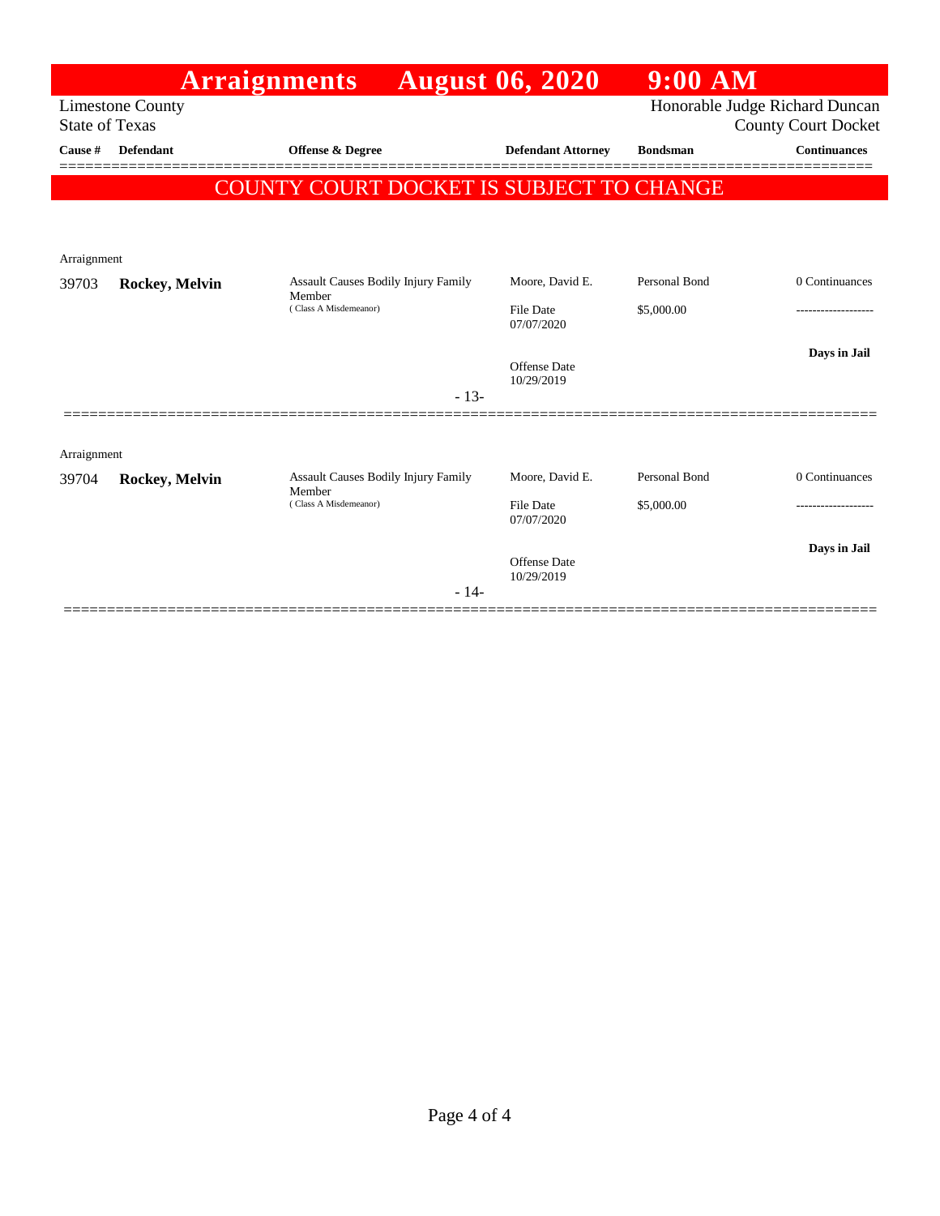# Arraignments August 06, 2020 9:00 AM

Limestone County
State of Texas

Honorable Judge Richard Duncan
County Court Docket

| Cause # | Defendant | Offense & Degree | Defendant Attorney | Bondsman | Continuances |
|---|---|---|---|---|---|

## COUNTY COURT DOCKET IS SUBJECT TO CHANGE

Arraignment

| Cause # | Defendant | Offense & Degree | Defendant Attorney | Bondsman | Continuances |
|---|---|---|---|---|---|
| 39703 | **Rockey, Melvin** | Assault Causes Bodily Injury Family Member (Class A Misdemeanor) | Moore, David E. | Personal Bond | 0 Continuances |
| | | | File Date 07/07/2020 | $5,000.00 | ------------------- |
| | | | Offense Date 10/29/2019 | | **Days in Jail** |

- 13-

Arraignment

| Cause # | Defendant | Offense & Degree | Defendant Attorney | Bondsman | Continuances |
|---|---|---|---|---|---|
| 39704 | **Rockey, Melvin** | Assault Causes Bodily Injury Family Member (Class A Misdemeanor) | Moore, David E. | Personal Bond | 0 Continuances |
| | | | File Date 07/07/2020 | $5,000.00 | ------------------- |
| | | | Offense Date 10/29/2019 | | **Days in Jail** |

- 14-